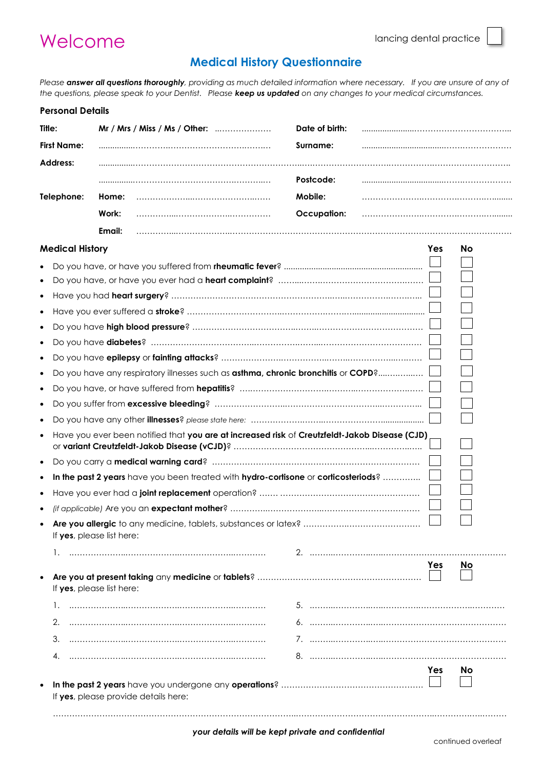# Welcome

lancing dental practice

## Medical History Questionnaire

*Please **answer all questions thoroughly**, providing as much detailed information where necessary. If you are unsure of any of the questions, please speak to your Dentist. Please **keep us updated** on any changes to your medical circumstances.*

### Personal Details

| | | | |
|---|---|---|---|
| **Title:** | **Mr / Mrs / Miss / Ms / Other:** ………………… | **Date of birth:** | ……………………………………………… |
| **First Name:** | ……………………………………………………… | **Surname:** | ……………………………………………… |
| **Address:** | ……………………………………………………………………………………………………………………… | | |
| | ……………………………………………………… | **Postcode:** | ……………………………………………… |
| **Telephone:** | **Home:** ……………………………………………… | **Mobile:** | ……………………………………………… |
| | **Work:** ……………………………………………… | **Occupation:** | ……………………………………………… |
| | **Email:** ……………………………………………………………………………………………………… | | |

### Medical History

| | Yes | No |
|---|---|---|
| • Do you have, or have you suffered from **rheumatic fever**? | ☐ | ☐ |
| • Do you have, or have you ever had a **heart complaint**? | ☐ | ☐ |
| • Have you had **heart surgery**? | ☐ | ☐ |
| • Have you ever suffered a **stroke**? | ☐ | ☐ |
| • Do you have **high blood pressure**? | ☐ | ☐ |
| • Do you have **diabetes**? | ☐ | ☐ |
| • Do you have **epilepsy** or **fainting attacks**? | ☐ | ☐ |
| • Do you have any respiratory illnesses such as **asthma, chronic bronchitis** or **COPD**? | ☐ | ☐ |
| • Do you have, or have suffered from **hepatitis**? | ☐ | ☐ |
| • Do you suffer from **excessive bleeding**? | ☐ | ☐ |
| • Do you have any other **illnesses**? *please state here:* …………………………………… | ☐ | ☐ |
| • Have you ever been notified that **you are at increased risk** of **Creutzfeldt-Jakob Disease (CJD)** or **variant Creutzfeldt-Jakob Disease (vCJD)**? | ☐ | ☐ |
| • Do you carry a **medical warning card**? | ☐ | ☐ |
| • **In the past 2 years** have you been treated with **hydro-cortisone** or **corticosteriods**? | ☐ | ☐ |
| • Have you ever had a **joint replacement** operation? | ☐ | ☐ |
| • *(if applicable)* Are you an **expectant mother**? | ☐ | ☐ |
| • **Are you allergic** to any medicine, tablets, substances or latex? | ☐ | ☐ |

If **yes**, please list here:

1. ……………………………………………………… 2. ………………………………………………………

| | Yes | No |
|---|---|---|
| • **Are you at present taking** any **medicine** or **tablets**? | ☐ | ☐ |

If **yes**, please list here:

1. ……………………………………………………… 5. ………………………………………………………
2. ……………………………………………………… 6. ………………………………………………………
3. ……………………………………………………… 7. ………………………………………………………
4. ……………………………………………………… 8. ………………………………………………………

| | Yes | No |
|---|---|---|
| • **In the past 2 years** have you undergone any **operations**? | ☐ | ☐ |

If **yes**, please provide details here:

……………………………………………………………………………………………………………………………

***your details will be kept private and confidential***

continued overleaf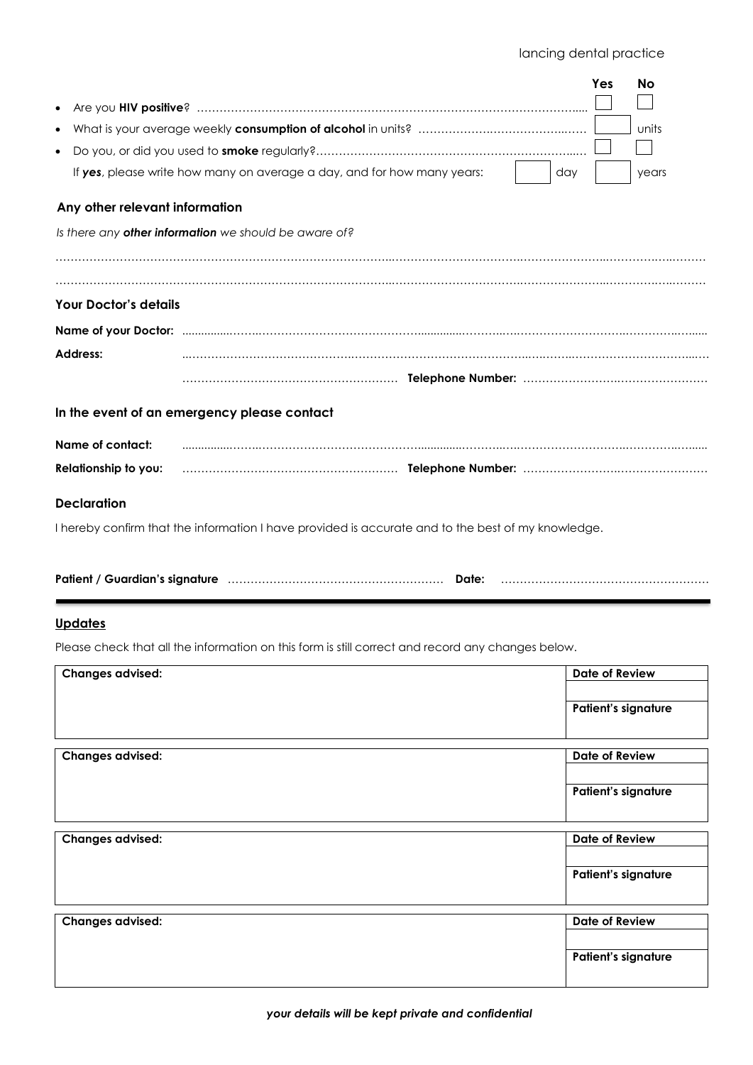- Are you **HIV positive**? ………………………………………………………………………………………… Yes ☐ No ☐
- What is your average weekly **consumption of alcohol** in units? ………………………………………… ☐ units
- Do you, or did you used to **smoke** regularly?……………………………………………………………… Yes ☐ No ☐

  If ***yes***, please write how many on average a day, and for how many years: ☐ day ☐ years

## Any other relevant information

*Is there any **other information** we should be aware of?*

……………………………………………………………………………………………………………………………………

……………………………………………………………………………………………………………………………………

## Your Doctor's details

**Name of your Doctor:** ……………………………………………………………………………………………………

**Address:** ……………………………………………………………………………………………………………………

…………………………………………………… **Telephone Number:** ……………………………………………

## In the event of an emergency please contact

**Name of contact:** ……………………………………………………………………………………………………………

**Relationship to you:** …………………………………………………… **Telephone Number:** ……………………………………………

## Declaration

I hereby confirm that the information I have provided is accurate and to the best of my knowledge.

**Patient / Guardian's signature** …………………………………………………… **Date:** ……………………………………………………

## Updates

Please check that all the information on this form is still correct and record any changes below.

| Changes advised: | Date of Review |
|---|---|
| | |
| | Patient's signature |
| | |

| Changes advised: | Date of Review |
|---|---|
| | |
| | Patient's signature |
| | |

| Changes advised: | Date of Review |
|---|---|
| | |
| | Patient's signature |
| | |

| Changes advised: | Date of Review |
|---|---|
| | |
| | Patient's signature |
| | |

***your details will be kept private and confidential***